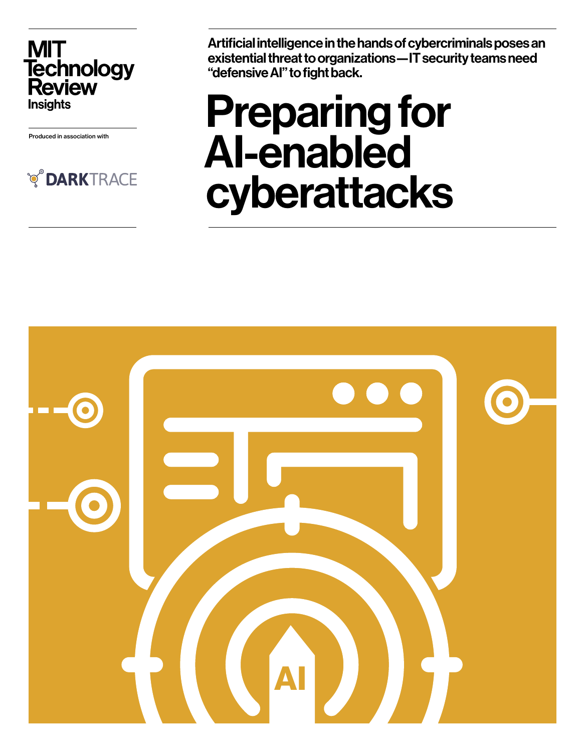MIT Technology Review Insights

Produced in association with

DARKTRACE

Artificial intelligence in the hands of cybercriminals poses an existential threat to organizations—IT security teams need "defensive AI" to fight back.

# Preparing for AI-enabled cyberattacks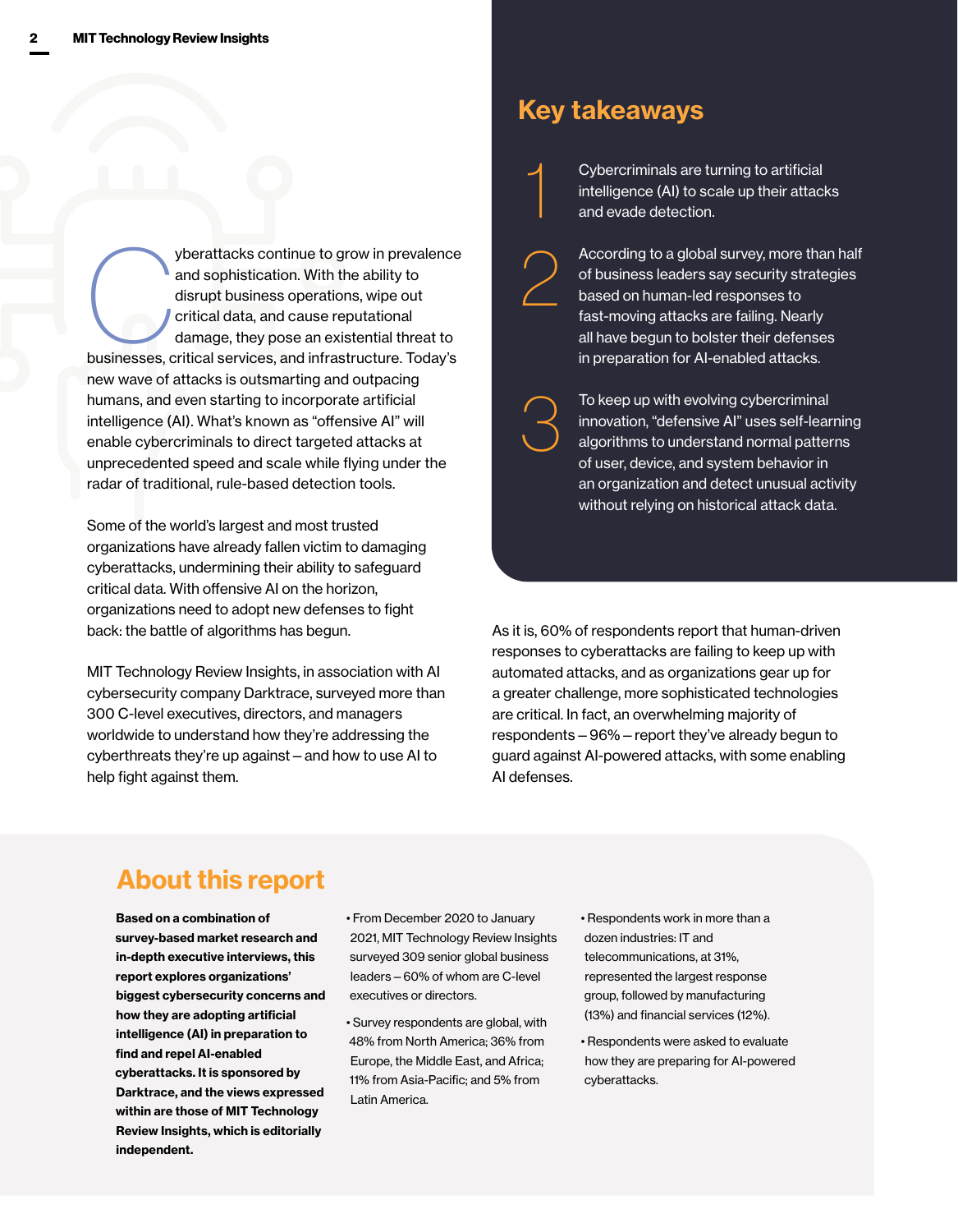Cyberattacks continue to grow in prevalence and sophistication. With the ability to disrupt business operations, wipe out critical data, and cause reputational damage, they pose an existential threat to businesses, critical services, and infrastructure. Today's new wave of attacks is outsmarting and outpacing humans, and even starting to incorporate artificial intelligence (AI). What's known as "offensive AI" will enable cybercriminals to direct targeted attacks at unprecedented speed and scale while flying under the radar of traditional, rule-based detection tools.

Some of the world's largest and most trusted organizations have already fallen victim to damaging cyberattacks, undermining their ability to safeguard critical data. With offensive AI on the horizon, organizations need to adopt new defenses to fight back: the battle of algorithms has begun.

MIT Technology Review Insights, in association with AI cybersecurity company Darktrace, surveyed more than 300 C-level executives, directors, and managers worldwide to understand how they're addressing the cyberthreats they're up against – and how to use AI to help fight against them.

## Key takeaways

1. Cybercriminals are turning to artificial intelligence (AI) to scale up their attacks and evade detection.

2. According to a global survey, more than half of business leaders say security strategies based on human-led responses to fast-moving attacks are failing. Nearly all have begun to bolster their defenses in preparation for AI-enabled attacks.

3. To keep up with evolving cybercriminal innovation, "defensive AI" uses self-learning algorithms to understand normal patterns of user, device, and system behavior in an organization and detect unusual activity without relying on historical attack data.

As it is, 60% of respondents report that human-driven responses to cyberattacks are failing to keep up with automated attacks, and as organizations gear up for a greater challenge, more sophisticated technologies are critical. In fact, an overwhelming majority of respondents – 96% – report they've already begun to guard against AI-powered attacks, with some enabling AI defenses.

## About this report

**Based on a combination of survey-based market research and in-depth executive interviews, this report explores organizations' biggest cybersecurity concerns and how they are adopting artificial intelligence (AI) in preparation to find and repel AI-enabled cyberattacks. It is sponsored by Darktrace, and the views expressed within are those of MIT Technology Review Insights, which is editorially independent.**

- From December 2020 to January 2021, MIT Technology Review Insights surveyed 309 senior global business leaders – 60% of whom are C-level executives or directors.
- Survey respondents are global, with 48% from North America; 36% from Europe, the Middle East, and Africa; 11% from Asia-Pacific; and 5% from Latin America.
- Respondents work in more than a dozen industries: IT and telecommunications, at 31%, represented the largest response group, followed by manufacturing (13%) and financial services (12%).
- Respondents were asked to evaluate how they are preparing for AI-powered cyberattacks.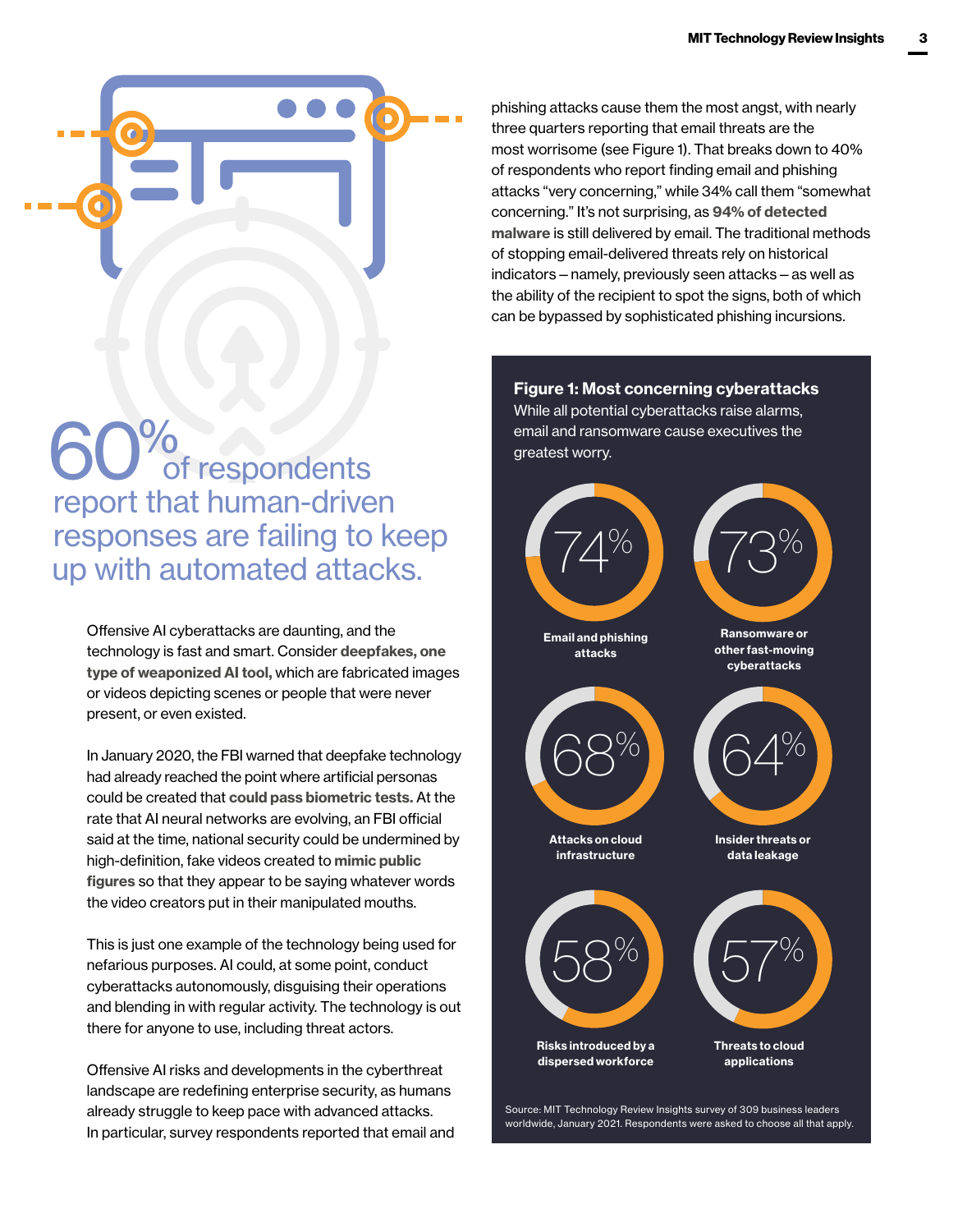**60% of respondents report that human-driven responses are failing to keep up with automated attacks.**

Offensive AI cyberattacks are daunting, and the technology is fast and smart. Consider **deepfakes, one type of weaponized AI tool,** which are fabricated images or videos depicting scenes or people that were never present, or even existed.

In January 2020, the FBI warned that deepfake technology had already reached the point where artificial personas could be created that **could pass biometric tests.** At the rate that AI neural networks are evolving, an FBI official said at the time, national security could be undermined by high-definition, fake videos created to **mimic public figures** so that they appear to be saying whatever words the video creators put in their manipulated mouths.

This is just one example of the technology being used for nefarious purposes. AI could, at some point, conduct cyberattacks autonomously, disguising their operations and blending in with regular activity. The technology is out there for anyone to use, including threat actors.

Offensive AI risks and developments in the cyberthreat landscape are redefining enterprise security, as humans already struggle to keep pace with advanced attacks. In particular, survey respondents reported that email and phishing attacks cause them the most angst, with nearly three quarters reporting that email threats are the most worrisome (see Figure 1). That breaks down to 40% of respondents who report finding email and phishing attacks "very concerning," while 34% call them "somewhat concerning." It's not surprising, as **94% of detected malware** is still delivered by email. The traditional methods of stopping email-delivered threats rely on historical indicators – namely, previously seen attacks – as well as the ability of the recipient to spot the signs, both of which can be bypassed by sophisticated phishing incursions.

**Figure 1: Most concerning cyberattacks**

While all potential cyberattacks raise alarms, email and ransomware cause executives the greatest worry.

| Cyberattack | Percentage |
|---|---|
| Email and phishing attacks | 74% |
| Ransomware or other fast-moving cyberattacks | 73% |
| Attacks on cloud infrastructure | 68% |
| Insider threats or data leakage | 64% |
| Risks introduced by a dispersed workforce | 58% |
| Threats to cloud applications | 57% |

Source: MIT Technology Review Insights survey of 309 business leaders worldwide, January 2021. Respondents were asked to choose all that apply.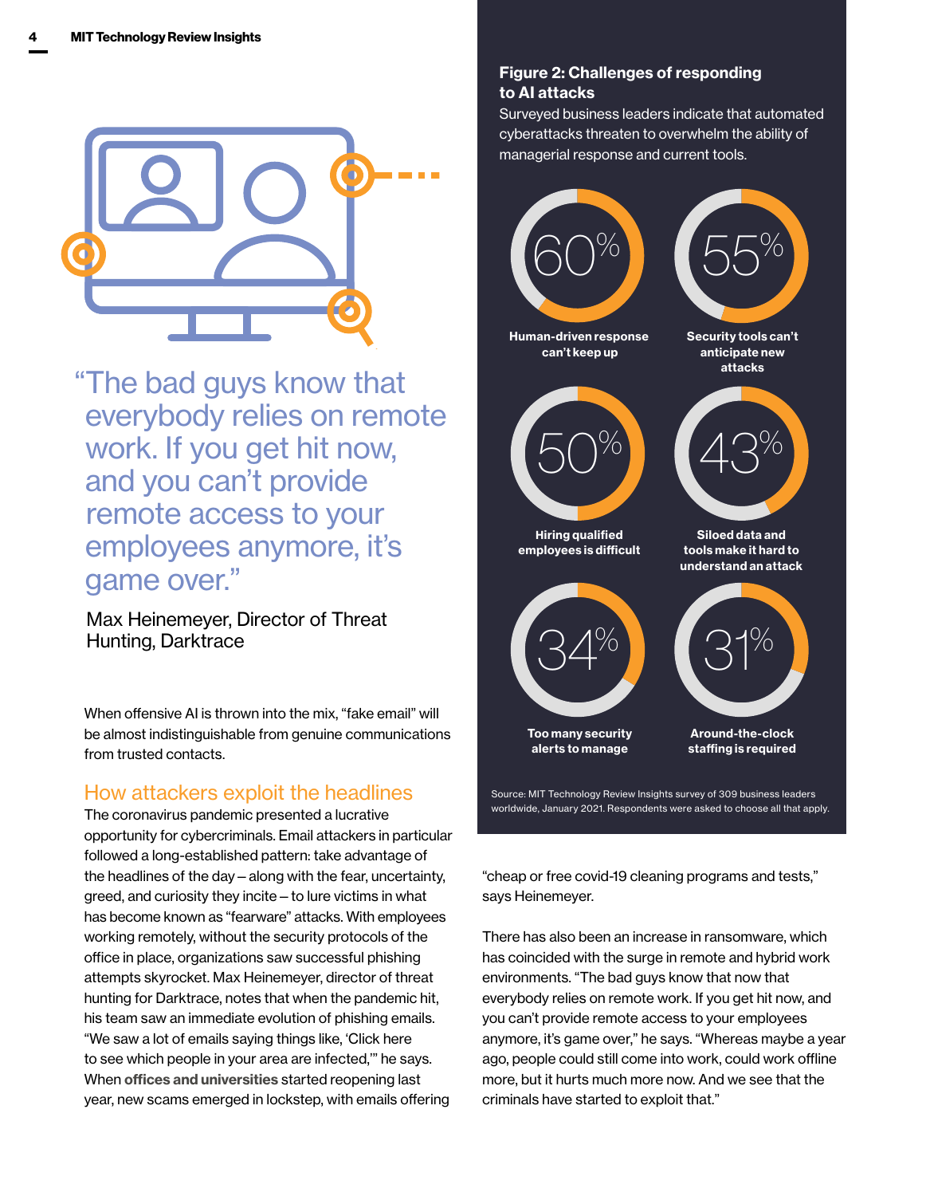> "The bad guys know that everybody relies on remote work. If you get hit now, and you can't provide remote access to your employees anymore, it's game over."
>
> Max Heinemeyer, Director of Threat Hunting, Darktrace

When offensive AI is thrown into the mix, "fake email" will be almost indistinguishable from genuine communications from trusted contacts.

## How attackers exploit the headlines

The coronavirus pandemic presented a lucrative opportunity for cybercriminals. Email attackers in particular followed a long-established pattern: take advantage of the headlines of the day – along with the fear, uncertainty, greed, and curiosity they incite – to lure victims in what has become known as "fearware" attacks. With employees working remotely, without the security protocols of the office in place, organizations saw successful phishing attempts skyrocket. Max Heinemeyer, director of threat hunting for Darktrace, notes that when the pandemic hit, his team saw an immediate evolution of phishing emails. "We saw a lot of emails saying things like, 'Click here to see which people in your area are infected,'" he says. When **offices and universities** started reopening last year, new scams emerged in lockstep, with emails offering "cheap or free covid-19 cleaning programs and tests," says Heinemeyer.

There has also been an increase in ransomware, which has coincided with the surge in remote and hybrid work environments. "The bad guys know that now that everybody relies on remote work. If you get hit now, and you can't provide remote access to your employees anymore, it's game over," he says. "Whereas maybe a year ago, people could still come into work, could work offline more, but it hurts much more now. And we see that the criminals have started to exploit that."

### Figure 2: Challenges of responding to AI attacks

Surveyed business leaders indicate that automated cyberattacks threaten to overwhelm the ability of managerial response and current tools.

| Challenge | Percentage |
|---|---|
| Human-driven response can't keep up | 60% |
| Security tools can't anticipate new attacks | 55% |
| Hiring qualified employees is difficult | 50% |
| Siloed data and tools make it hard to understand an attack | 43% |
| Too many security alerts to manage | 34% |
| Around-the-clock staffing is required | 31% |

Source: MIT Technology Review Insights survey of 309 business leaders worldwide, January 2021. Respondents were asked to choose all that apply.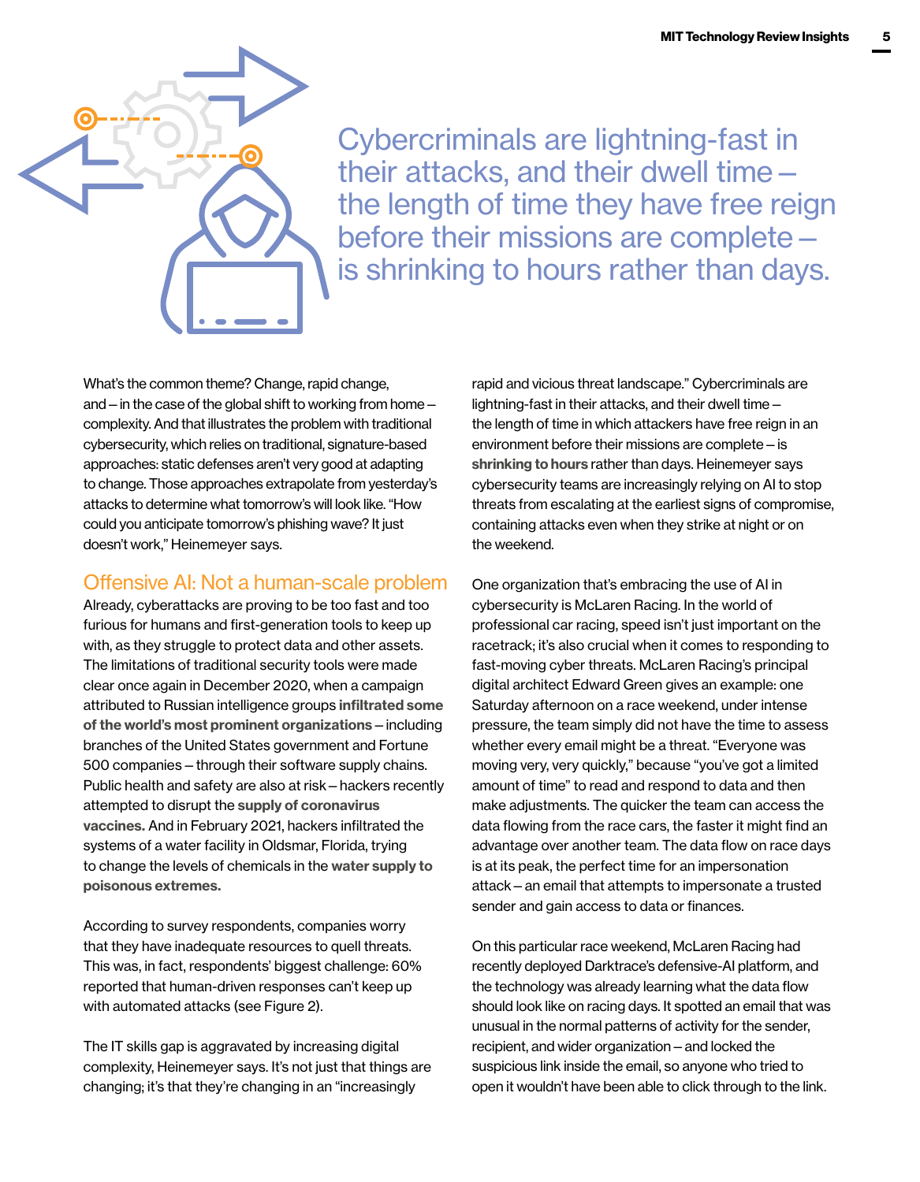> Cybercriminals are lightning-fast in their attacks, and their dwell time – the length of time they have free reign before their missions are complete – is shrinking to hours rather than days.

What's the common theme? Change, rapid change, and – in the case of the global shift to working from home – complexity. And that illustrates the problem with traditional cybersecurity, which relies on traditional, signature-based approaches: static defenses aren't very good at adapting to change. Those approaches extrapolate from yesterday's attacks to determine what tomorrow's will look like. "How could you anticipate tomorrow's phishing wave? It just doesn't work," Heinemeyer says.

## Offensive AI: Not a human-scale problem

Already, cyberattacks are proving to be too fast and too furious for humans and first-generation tools to keep up with, as they struggle to protect data and other assets. The limitations of traditional security tools were made clear once again in December 2020, when a campaign attributed to Russian intelligence groups **infiltrated some of the world's most prominent organizations** – including branches of the United States government and Fortune 500 companies – through their software supply chains. Public health and safety are also at risk – hackers recently attempted to disrupt the **supply of coronavirus vaccines.** And in February 2021, hackers infiltrated the systems of a water facility in Oldsmar, Florida, trying to change the levels of chemicals in the **water supply to poisonous extremes.**

According to survey respondents, companies worry that they have inadequate resources to quell threats. This was, in fact, respondents' biggest challenge: 60% reported that human-driven responses can't keep up with automated attacks (see Figure 2).

The IT skills gap is aggravated by increasing digital complexity, Heinemeyer says. It's not just that things are changing; it's that they're changing in an "increasingly rapid and vicious threat landscape." Cybercriminals are lightning-fast in their attacks, and their dwell time – the length of time in which attackers have free reign in an environment before their missions are complete – is **shrinking to hours** rather than days. Heinemeyer says cybersecurity teams are increasingly relying on AI to stop threats from escalating at the earliest signs of compromise, containing attacks even when they strike at night or on the weekend.

One organization that's embracing the use of AI in cybersecurity is McLaren Racing. In the world of professional car racing, speed isn't just important on the racetrack; it's also crucial when it comes to responding to fast-moving cyber threats. McLaren Racing's principal digital architect Edward Green gives an example: one Saturday afternoon on a race weekend, under intense pressure, the team simply did not have the time to assess whether every email might be a threat. "Everyone was moving very, very quickly," because "you've got a limited amount of time" to read and respond to data and then make adjustments. The quicker the team can access the data flowing from the race cars, the faster it might find an advantage over another team. The data flow on race days is at its peak, the perfect time for an impersonation attack – an email that attempts to impersonate a trusted sender and gain access to data or finances.

On this particular race weekend, McLaren Racing had recently deployed Darktrace's defensive-AI platform, and the technology was already learning what the data flow should look like on racing days. It spotted an email that was unusual in the normal patterns of activity for the sender, recipient, and wider organization – and locked the suspicious link inside the email, so anyone who tried to open it wouldn't have been able to click through to the link.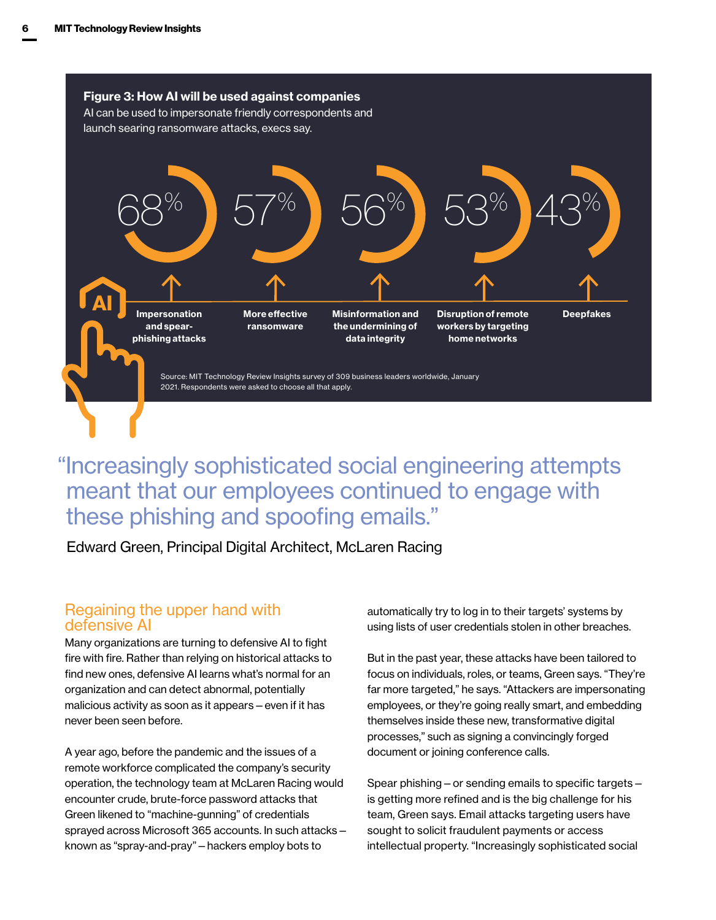**Figure 3: How AI will be used against companies**

AI can be used to impersonate friendly correspondents and launch searing ransomware attacks, execs say.

| Threat | Percentage |
| --- | --- |
| Impersonation and spear-phishing attacks | 68% |
| More effective ransomware | 57% |
| Misinformation and the undermining of data integrity | 56% |
| Disruption of remote workers by targeting home networks | 53% |
| Deepfakes | 43% |

Source: MIT Technology Review Insights survey of 309 business leaders worldwide, January 2021. Respondents were asked to choose all that apply.

> "Increasingly sophisticated social engineering attempts meant that our employees continued to engage with these phishing and spoofing emails."
>
> Edward Green, Principal Digital Architect, McLaren Racing

## Regaining the upper hand with defensive AI

Many organizations are turning to defensive AI to fight fire with fire. Rather than relying on historical attacks to find new ones, defensive AI learns what's normal for an organization and can detect abnormal, potentially malicious activity as soon as it appears – even if it has never been seen before.

A year ago, before the pandemic and the issues of a remote workforce complicated the company's security operation, the technology team at McLaren Racing would encounter crude, brute-force password attacks that Green likened to "machine-gunning" of credentials sprayed across Microsoft 365 accounts. In such attacks – known as "spray-and-pray" – hackers employ bots to automatically try to log in to their targets' systems by using lists of user credentials stolen in other breaches.

But in the past year, these attacks have been tailored to focus on individuals, roles, or teams, Green says. "They're far more targeted," he says. "Attackers are impersonating employees, or they're going really smart, and embedding themselves inside these new, transformative digital processes," such as signing a convincingly forged document or joining conference calls.

Spear phishing – or sending emails to specific targets – is getting more refined and is the big challenge for his team, Green says. Email attacks targeting users have sought to solicit fraudulent payments or access intellectual property. "Increasingly sophisticated social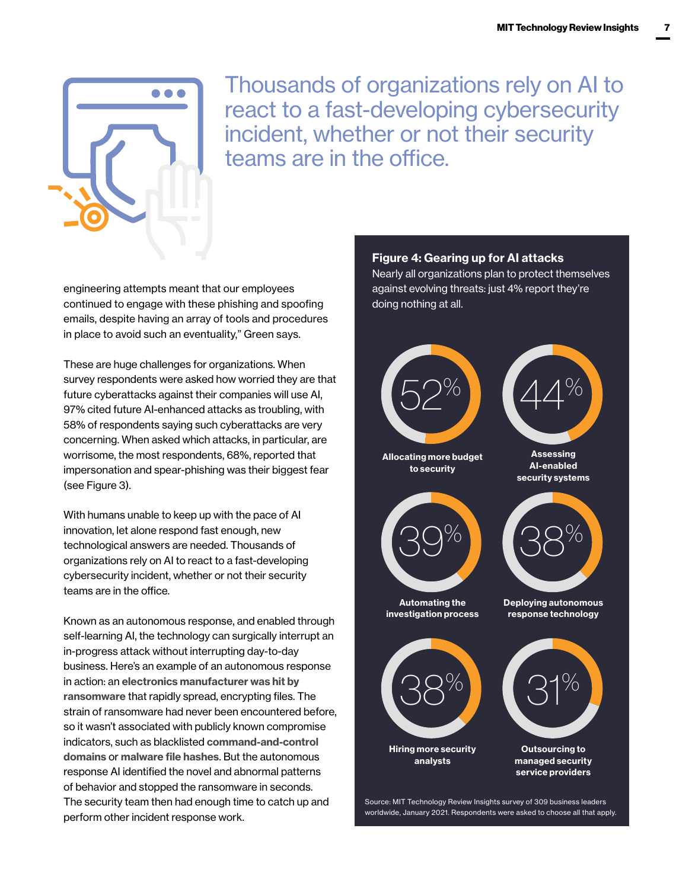> Thousands of organizations rely on AI to react to a fast-developing cybersecurity incident, whether or not their security teams are in the office.

engineering attempts meant that our employees continued to engage with these phishing and spoofing emails, despite having an array of tools and procedures in place to avoid such an eventuality," Green says.

These are huge challenges for organizations. When survey respondents were asked how worried they are that future cyberattacks against their companies will use AI, 97% cited future AI-enhanced attacks as troubling, with 58% of respondents saying such cyberattacks are very concerning. When asked which attacks, in particular, are worrisome, the most respondents, 68%, reported that impersonation and spear-phishing was their biggest fear (see Figure 3).

With humans unable to keep up with the pace of AI innovation, let alone respond fast enough, new technological answers are needed. Thousands of organizations rely on AI to react to a fast-developing cybersecurity incident, whether or not their security teams are in the office.

Known as an autonomous response, and enabled through self-learning AI, the technology can surgically interrupt an in-progress attack without interrupting day-to-day business. Here's an example of an autonomous response in action: an **electronics manufacturer was hit by ransomware** that rapidly spread, encrypting files. The strain of ransomware had never been encountered before, so it wasn't associated with publicly known compromise indicators, such as blacklisted **command-and-control domains** or **malware file hashes**. But the autonomous response AI identified the novel and abnormal patterns of behavior and stopped the ransomware in seconds. The security team then had enough time to catch up and perform other incident response work.

**Figure 4: Gearing up for AI attacks**

Nearly all organizations plan to protect themselves against evolving threats: just 4% report they're doing nothing at all.

| Response | Percentage |
|---|---|
| Allocating more budget to security | 52% |
| Assessing AI-enabled security systems | 44% |
| Automating the investigation process | 39% |
| Deploying autonomous response technology | 38% |
| Hiring more security analysts | 38% |
| Outsourcing to managed security service providers | 31% |

Source: MIT Technology Review Insights survey of 309 business leaders worldwide, January 2021. Respondents were asked to choose all that apply.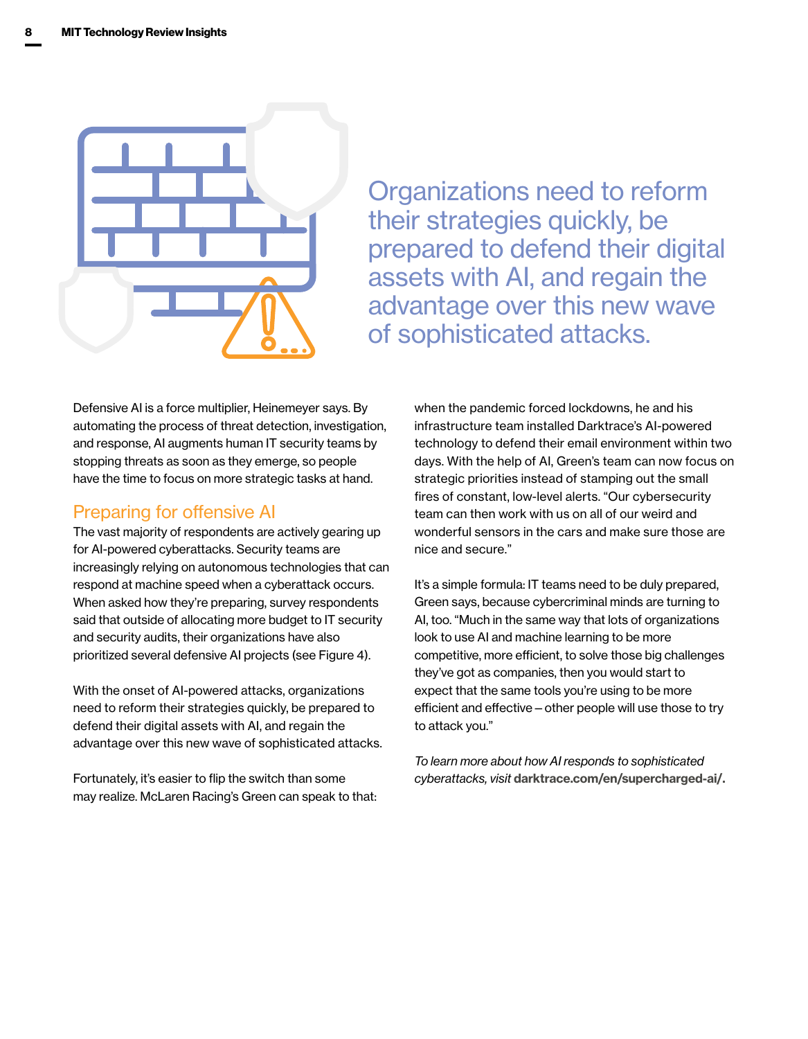> Organizations need to reform their strategies quickly, be prepared to defend their digital assets with AI, and regain the advantage over this new wave of sophisticated attacks.

Defensive AI is a force multiplier, Heinemeyer says. By automating the process of threat detection, investigation, and response, AI augments human IT security teams by stopping threats as soon as they emerge, so people have the time to focus on more strategic tasks at hand.

## Preparing for offensive AI

The vast majority of respondents are actively gearing up for AI-powered cyberattacks. Security teams are increasingly relying on autonomous technologies that can respond at machine speed when a cyberattack occurs. When asked how they're preparing, survey respondents said that outside of allocating more budget to IT security and security audits, their organizations have also prioritized several defensive AI projects (see Figure 4).

With the onset of AI-powered attacks, organizations need to reform their strategies quickly, be prepared to defend their digital assets with AI, and regain the advantage over this new wave of sophisticated attacks.

Fortunately, it's easier to flip the switch than some may realize. McLaren Racing's Green can speak to that: when the pandemic forced lockdowns, he and his infrastructure team installed Darktrace's AI-powered technology to defend their email environment within two days. With the help of AI, Green's team can now focus on strategic priorities instead of stamping out the small fires of constant, low-level alerts. "Our cybersecurity team can then work with us on all of our weird and wonderful sensors in the cars and make sure those are nice and secure."

It's a simple formula: IT teams need to be duly prepared, Green says, because cybercriminal minds are turning to AI, too. "Much in the same way that lots of organizations look to use AI and machine learning to be more competitive, more efficient, to solve those big challenges they've got as companies, then you would start to expect that the same tools you're using to be more efficient and effective – other people will use those to try to attack you."

*To learn more about how AI responds to sophisticated cyberattacks, visit* **darktrace.com/en/supercharged-ai/.**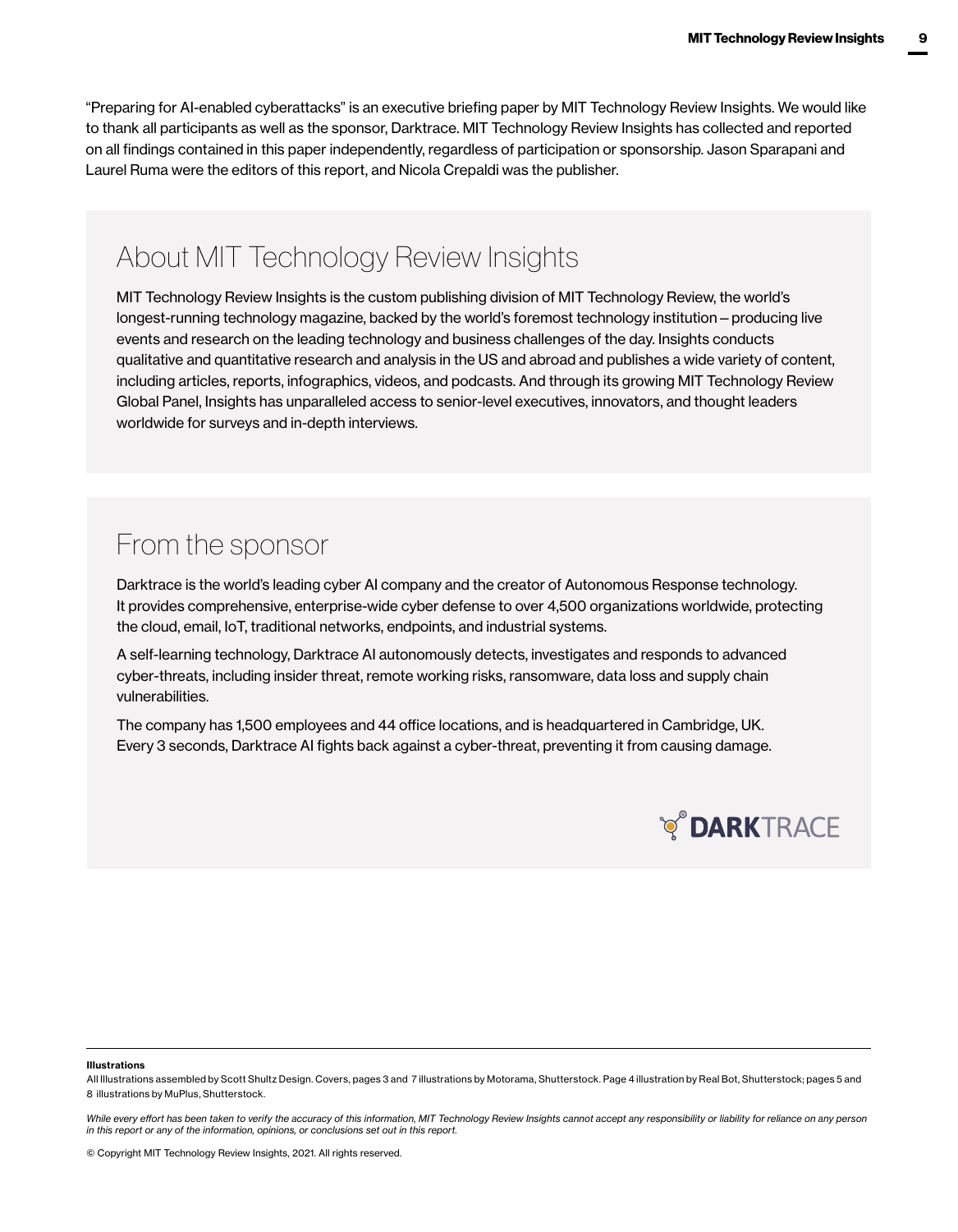"Preparing for AI-enabled cyberattacks" is an executive briefing paper by MIT Technology Review Insights. We would like to thank all participants as well as the sponsor, Darktrace. MIT Technology Review Insights has collected and reported on all findings contained in this paper independently, regardless of participation or sponsorship. Jason Sparapani and Laurel Ruma were the editors of this report, and Nicola Crepaldi was the publisher.

## About MIT Technology Review Insights

MIT Technology Review Insights is the custom publishing division of MIT Technology Review, the world's longest-running technology magazine, backed by the world's foremost technology institution—producing live events and research on the leading technology and business challenges of the day. Insights conducts qualitative and quantitative research and analysis in the US and abroad and publishes a wide variety of content, including articles, reports, infographics, videos, and podcasts. And through its growing MIT Technology Review Global Panel, Insights has unparalleled access to senior-level executives, innovators, and thought leaders worldwide for surveys and in-depth interviews.

## From the sponsor

Darktrace is the world's leading cyber AI company and the creator of Autonomous Response technology. It provides comprehensive, enterprise-wide cyber defense to over 4,500 organizations worldwide, protecting the cloud, email, IoT, traditional networks, endpoints, and industrial systems.

A self-learning technology, Darktrace AI autonomously detects, investigates and responds to advanced cyber-threats, including insider threat, remote working risks, ransomware, data loss and supply chain vulnerabilities.

The company has 1,500 employees and 44 office locations, and is headquartered in Cambridge, UK. Every 3 seconds, Darktrace AI fights back against a cyber-threat, preventing it from causing damage.

DARKTRACE

**Illustrations**

All Illustrations assembled by Scott Shultz Design. Covers, pages 3 and 7 illustrations by Motorama, Shutterstock. Page 4 illustration by Real Bot, Shutterstock; pages 5 and 8 illustrations by MuPlus, Shutterstock.

*While every effort has been taken to verify the accuracy of this information, MIT Technology Review Insights cannot accept any responsibility or liability for reliance on any person in this report or any of the information, opinions, or conclusions set out in this report.*

© Copyright MIT Technology Review Insights, 2021. All rights reserved.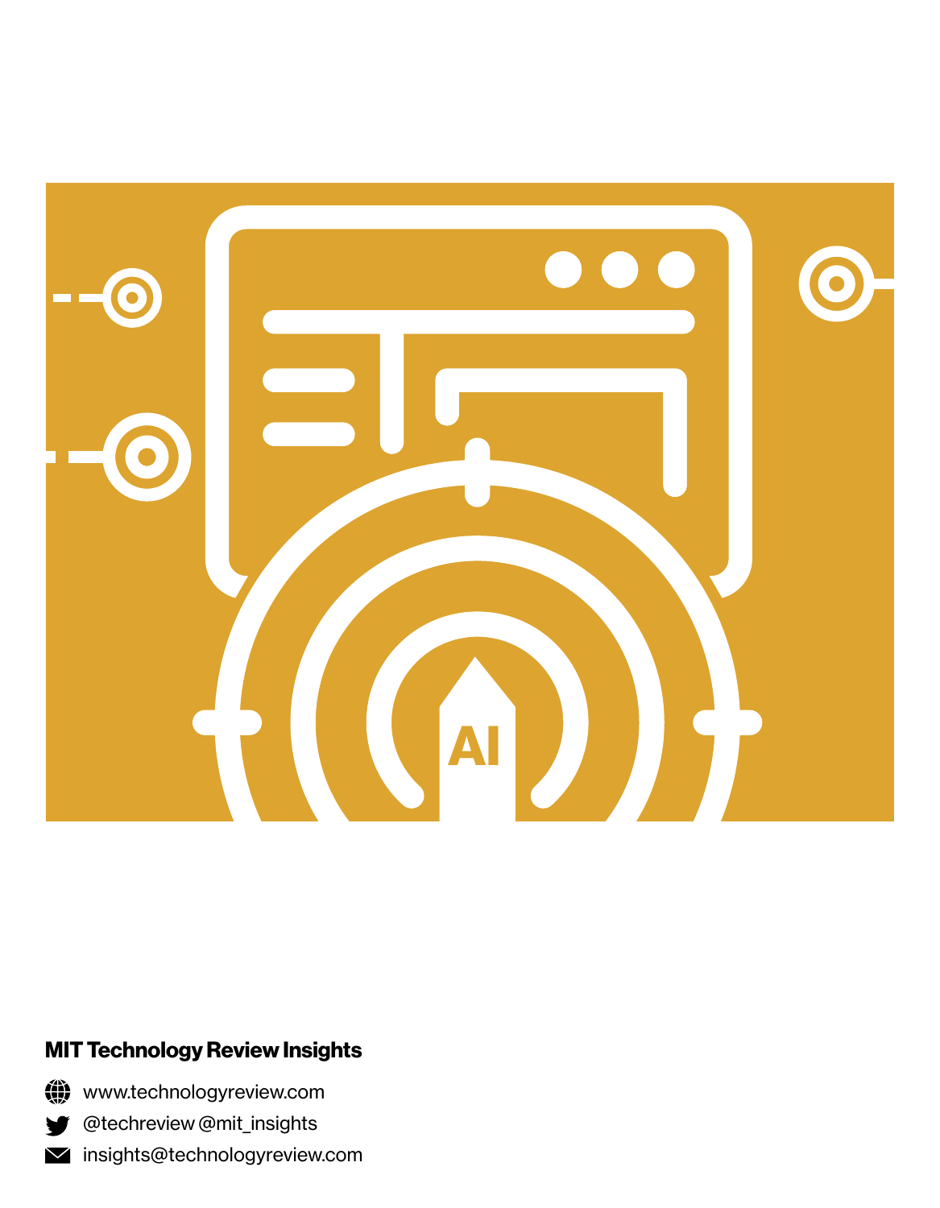**MIT Technology Review Insights**

www.technologyreview.com

@techreview @mit_insights

insights@technologyreview.com